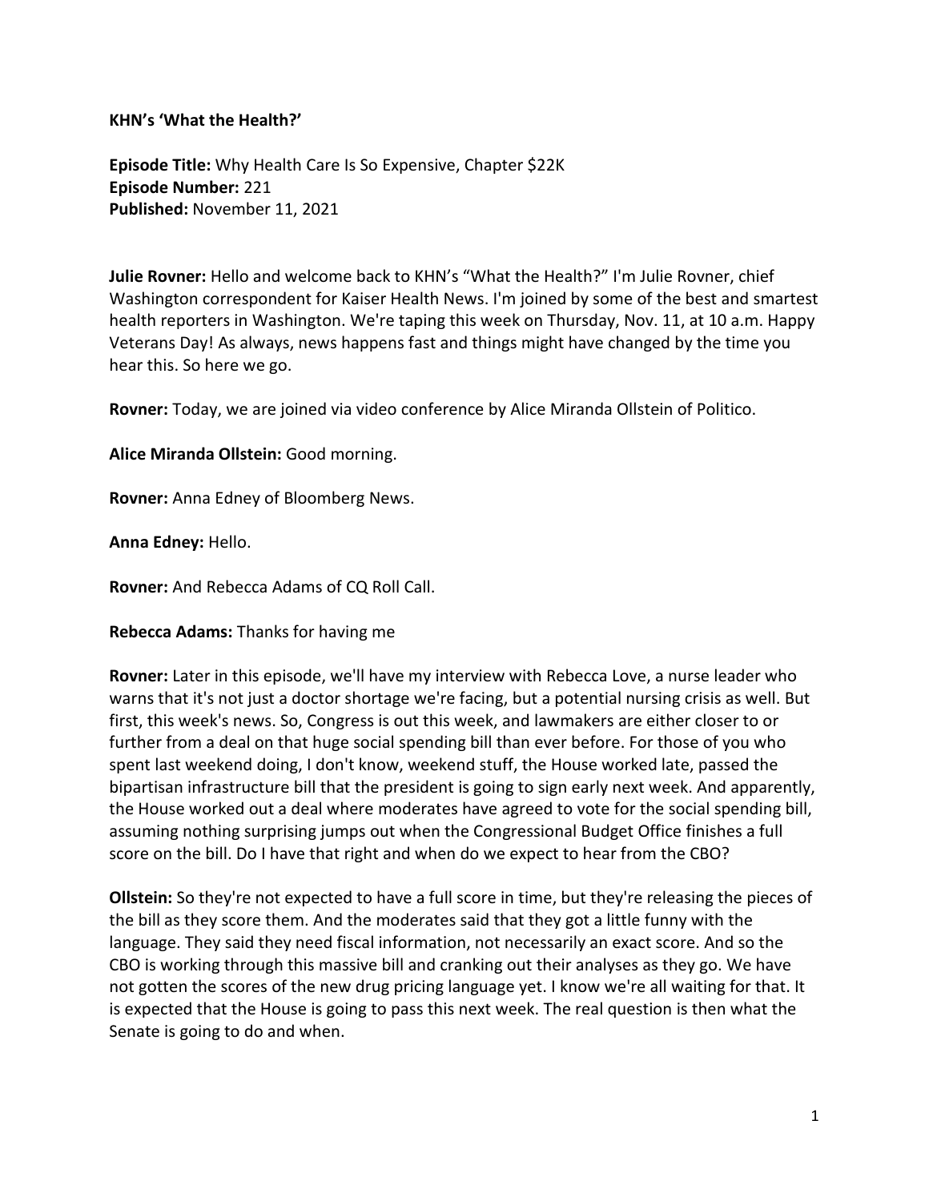**KHN's 'What the Health?'**

**Episode Title:** Why Health Care Is So Expensive, Chapter $22K
**Episode Number:** 221
**Published:** November 11, 2021

**Julie Rovner:** Hello and welcome back to KHN's "What the Health?" I'm Julie Rovner, chief Washington correspondent for Kaiser Health News. I'm joined by some of the best and smartest health reporters in Washington. We're taping this week on Thursday, Nov. 11, at 10 a.m. Happy Veterans Day! As always, news happens fast and things might have changed by the time you hear this. So here we go.

**Rovner:** Today, we are joined via video conference by Alice Miranda Ollstein of Politico.

**Alice Miranda Ollstein:** Good morning.

**Rovner:** Anna Edney of Bloomberg News.

**Anna Edney:** Hello.

**Rovner:** And Rebecca Adams of CQ Roll Call.

**Rebecca Adams:** Thanks for having me

**Rovner:** Later in this episode, we'll have my interview with Rebecca Love, a nurse leader who warns that it's not just a doctor shortage we're facing, but a potential nursing crisis as well. But first, this week's news. So, Congress is out this week, and lawmakers are either closer to or further from a deal on that huge social spending bill than ever before. For those of you who spent last weekend doing, I don't know, weekend stuff, the House worked late, passed the bipartisan infrastructure bill that the president is going to sign early next week. And apparently, the House worked out a deal where moderates have agreed to vote for the social spending bill, assuming nothing surprising jumps out when the Congressional Budget Office finishes a full score on the bill. Do I have that right and when do we expect to hear from the CBO?

**Ollstein:** So they're not expected to have a full score in time, but they're releasing the pieces of the bill as they score them. And the moderates said that they got a little funny with the language. They said they need fiscal information, not necessarily an exact score. And so the CBO is working through this massive bill and cranking out their analyses as they go. We have not gotten the scores of the new drug pricing language yet. I know we're all waiting for that. It is expected that the House is going to pass this next week. The real question is then what the Senate is going to do and when.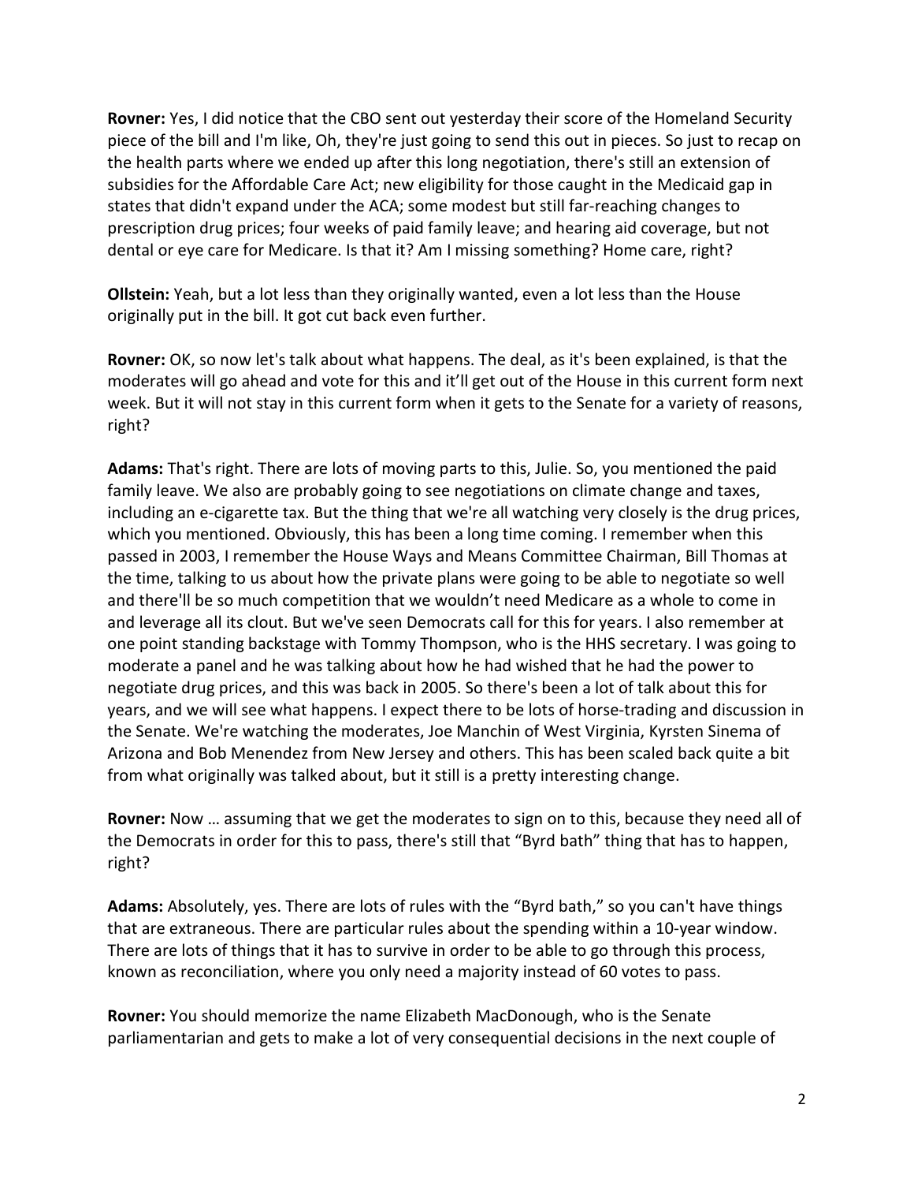**Rovner:** Yes, I did notice that the CBO sent out yesterday their score of the Homeland Security piece of the bill and I'm like, Oh, they're just going to send this out in pieces. So just to recap on the health parts where we ended up after this long negotiation, there's still an extension of subsidies for the Affordable Care Act; new eligibility for those caught in the Medicaid gap in states that didn't expand under the ACA; some modest but still far-reaching changes to prescription drug prices; four weeks of paid family leave; and hearing aid coverage, but not dental or eye care for Medicare. Is that it? Am I missing something? Home care, right?

**Ollstein:** Yeah, but a lot less than they originally wanted, even a lot less than the House originally put in the bill. It got cut back even further.

**Rovner:** OK, so now let's talk about what happens. The deal, as it's been explained, is that the moderates will go ahead and vote for this and it'll get out of the House in this current form next week. But it will not stay in this current form when it gets to the Senate for a variety of reasons, right?

**Adams:** That's right. There are lots of moving parts to this, Julie. So, you mentioned the paid family leave. We also are probably going to see negotiations on climate change and taxes, including an e-cigarette tax. But the thing that we're all watching very closely is the drug prices, which you mentioned. Obviously, this has been a long time coming. I remember when this passed in 2003, I remember the House Ways and Means Committee Chairman, Bill Thomas at the time, talking to us about how the private plans were going to be able to negotiate so well and there'll be so much competition that we wouldn't need Medicare as a whole to come in and leverage all its clout. But we've seen Democrats call for this for years. I also remember at one point standing backstage with Tommy Thompson, who is the HHS secretary. I was going to moderate a panel and he was talking about how he had wished that he had the power to negotiate drug prices, and this was back in 2005. So there's been a lot of talk about this for years, and we will see what happens. I expect there to be lots of horse-trading and discussion in the Senate. We're watching the moderates, Joe Manchin of West Virginia, Kyrsten Sinema of Arizona and Bob Menendez from New Jersey and others. This has been scaled back quite a bit from what originally was talked about, but it still is a pretty interesting change.

**Rovner:** Now … assuming that we get the moderates to sign on to this, because they need all of the Democrats in order for this to pass, there's still that "Byrd bath" thing that has to happen, right?

**Adams:** Absolutely, yes. There are lots of rules with the "Byrd bath," so you can't have things that are extraneous. There are particular rules about the spending within a 10-year window. There are lots of things that it has to survive in order to be able to go through this process, known as reconciliation, where you only need a majority instead of 60 votes to pass.

**Rovner:** You should memorize the name Elizabeth MacDonough, who is the Senate parliamentarian and gets to make a lot of very consequential decisions in the next couple of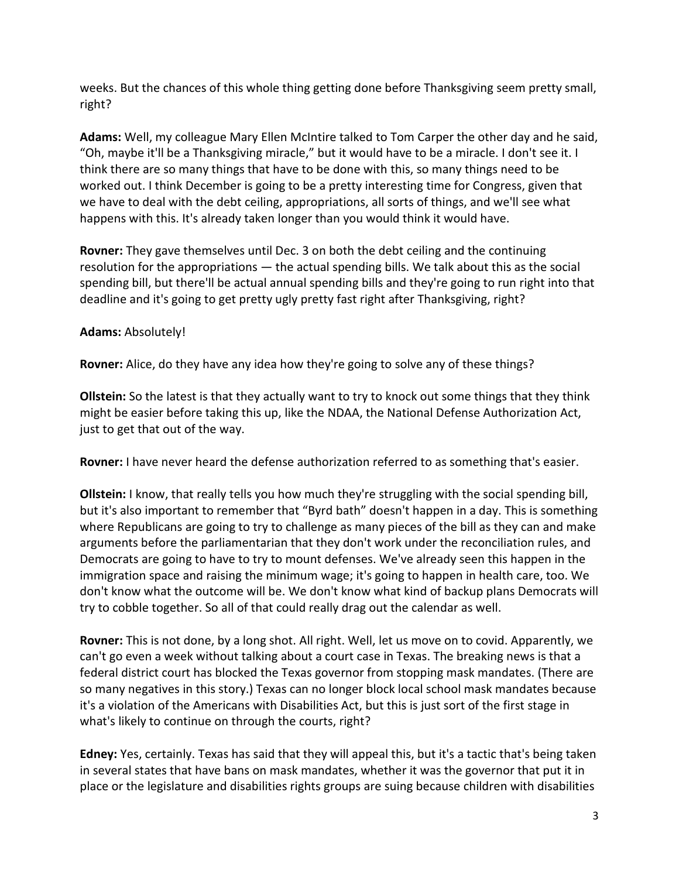weeks. But the chances of this whole thing getting done before Thanksgiving seem pretty small, right?

**Adams:** Well, my colleague Mary Ellen McIntire talked to Tom Carper the other day and he said, “Oh, maybe it'll be a Thanksgiving miracle,” but it would have to be a miracle. I don't see it. I think there are so many things that have to be done with this, so many things need to be worked out. I think December is going to be a pretty interesting time for Congress, given that we have to deal with the debt ceiling, appropriations, all sorts of things, and we'll see what happens with this. It's already taken longer than you would think it would have.

**Rovner:** They gave themselves until Dec. 3 on both the debt ceiling and the continuing resolution for the appropriations — the actual spending bills. We talk about this as the social spending bill, but there'll be actual annual spending bills and they're going to run right into that deadline and it's going to get pretty ugly pretty fast right after Thanksgiving, right?

**Adams:** Absolutely!

**Rovner:** Alice, do they have any idea how they're going to solve any of these things?

**Ollstein:** So the latest is that they actually want to try to knock out some things that they think might be easier before taking this up, like the NDAA, the National Defense Authorization Act, just to get that out of the way.

**Rovner:** I have never heard the defense authorization referred to as something that's easier.

**Ollstein:** I know, that really tells you how much they're struggling with the social spending bill, but it's also important to remember that “Byrd bath” doesn't happen in a day. This is something where Republicans are going to try to challenge as many pieces of the bill as they can and make arguments before the parliamentarian that they don't work under the reconciliation rules, and Democrats are going to have to try to mount defenses. We've already seen this happen in the immigration space and raising the minimum wage; it's going to happen in health care, too. We don't know what the outcome will be. We don't know what kind of backup plans Democrats will try to cobble together. So all of that could really drag out the calendar as well.

**Rovner:** This is not done, by a long shot. All right. Well, let us move on to covid. Apparently, we can't go even a week without talking about a court case in Texas. The breaking news is that a federal district court has blocked the Texas governor from stopping mask mandates. (There are so many negatives in this story.) Texas can no longer block local school mask mandates because it's a violation of the Americans with Disabilities Act, but this is just sort of the first stage in what's likely to continue on through the courts, right?

**Edney:** Yes, certainly. Texas has said that they will appeal this, but it's a tactic that's being taken in several states that have bans on mask mandates, whether it was the governor that put it in place or the legislature and disabilities rights groups are suing because children with disabilities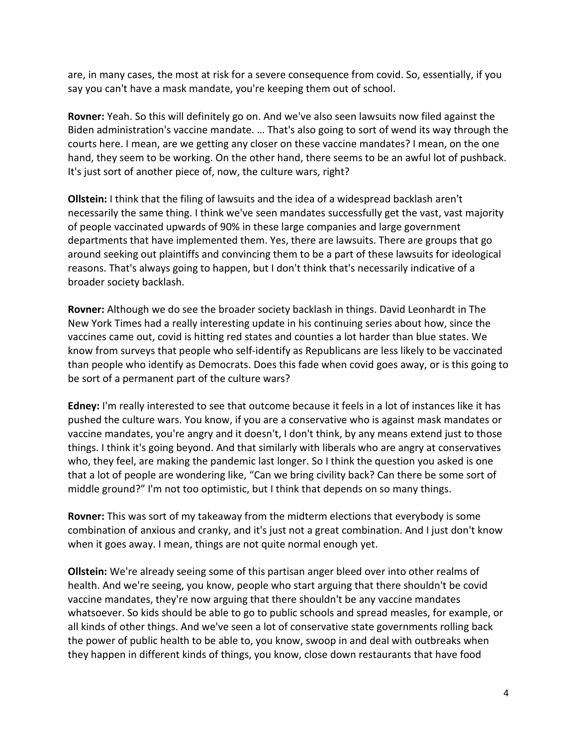are, in many cases, the most at risk for a severe consequence from covid. So, essentially, if you say you can't have a mask mandate, you're keeping them out of school.

**Rovner:** Yeah. So this will definitely go on. And we've also seen lawsuits now filed against the Biden administration's vaccine mandate. … That's also going to sort of wend its way through the courts here. I mean, are we getting any closer on these vaccine mandates? I mean, on the one hand, they seem to be working. On the other hand, there seems to be an awful lot of pushback. It's just sort of another piece of, now, the culture wars, right?

**Ollstein:** I think that the filing of lawsuits and the idea of a widespread backlash aren't necessarily the same thing. I think we've seen mandates successfully get the vast, vast majority of people vaccinated upwards of 90% in these large companies and large government departments that have implemented them. Yes, there are lawsuits. There are groups that go around seeking out plaintiffs and convincing them to be a part of these lawsuits for ideological reasons. That's always going to happen, but I don't think that's necessarily indicative of a broader society backlash.

**Rovner:** Although we do see the broader society backlash in things. David Leonhardt in The New York Times had a really interesting update in his continuing series about how, since the vaccines came out, covid is hitting red states and counties a lot harder than blue states. We know from surveys that people who self-identify as Republicans are less likely to be vaccinated than people who identify as Democrats. Does this fade when covid goes away, or is this going to be sort of a permanent part of the culture wars?

**Edney:** I'm really interested to see that outcome because it feels in a lot of instances like it has pushed the culture wars. You know, if you are a conservative who is against mask mandates or vaccine mandates, you're angry and it doesn't, I don't think, by any means extend just to those things. I think it's going beyond. And that similarly with liberals who are angry at conservatives who, they feel, are making the pandemic last longer. So I think the question you asked is one that a lot of people are wondering like, "Can we bring civility back? Can there be some sort of middle ground?" I'm not too optimistic, but I think that depends on so many things.

**Rovner:** This was sort of my takeaway from the midterm elections that everybody is some combination of anxious and cranky, and it's just not a great combination. And I just don't know when it goes away. I mean, things are not quite normal enough yet.

**Ollstein:** We're already seeing some of this partisan anger bleed over into other realms of health. And we're seeing, you know, people who start arguing that there shouldn't be covid vaccine mandates, they're now arguing that there shouldn't be any vaccine mandates whatsoever. So kids should be able to go to public schools and spread measles, for example, or all kinds of other things. And we've seen a lot of conservative state governments rolling back the power of public health to be able to, you know, swoop in and deal with outbreaks when they happen in different kinds of things, you know, close down restaurants that have food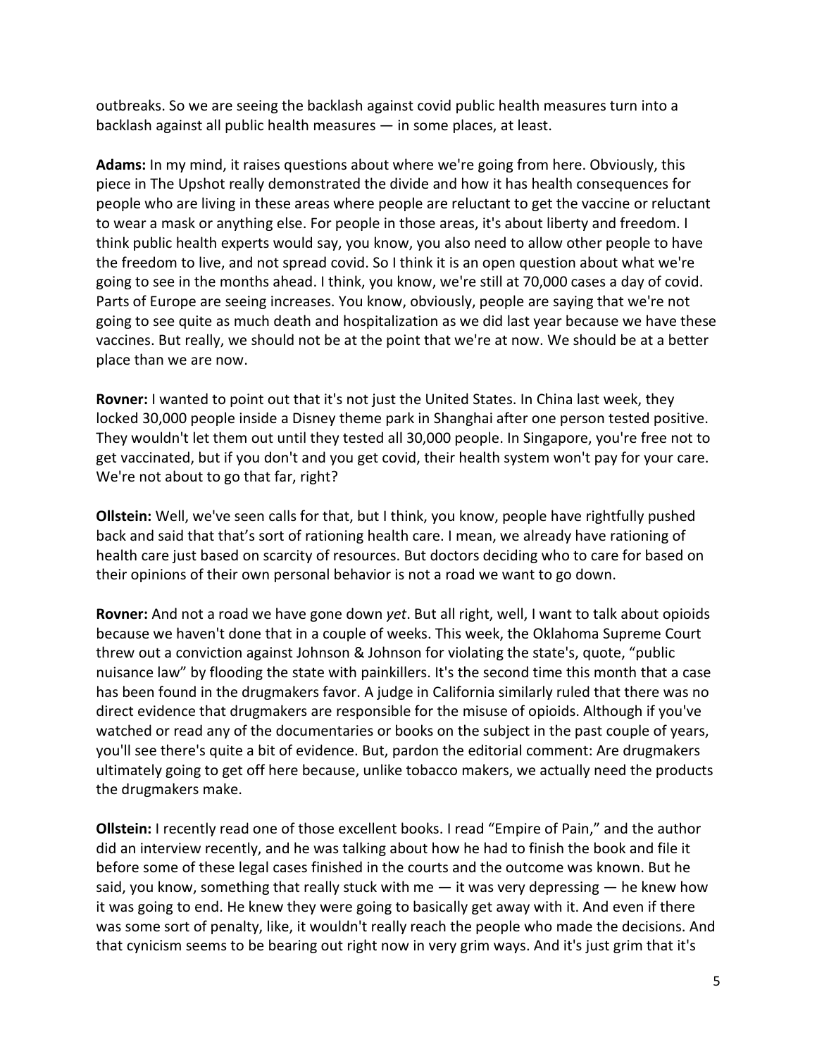outbreaks. So we are seeing the backlash against covid public health measures turn into a backlash against all public health measures — in some places, at least.

**Adams:** In my mind, it raises questions about where we're going from here. Obviously, this piece in The Upshot really demonstrated the divide and how it has health consequences for people who are living in these areas where people are reluctant to get the vaccine or reluctant to wear a mask or anything else. For people in those areas, it's about liberty and freedom. I think public health experts would say, you know, you also need to allow other people to have the freedom to live, and not spread covid. So I think it is an open question about what we're going to see in the months ahead. I think, you know, we're still at 70,000 cases a day of covid. Parts of Europe are seeing increases. You know, obviously, people are saying that we're not going to see quite as much death and hospitalization as we did last year because we have these vaccines. But really, we should not be at the point that we're at now. We should be at a better place than we are now.

**Rovner:** I wanted to point out that it's not just the United States. In China last week, they locked 30,000 people inside a Disney theme park in Shanghai after one person tested positive. They wouldn't let them out until they tested all 30,000 people. In Singapore, you're free not to get vaccinated, but if you don't and you get covid, their health system won't pay for your care. We're not about to go that far, right?

**Ollstein:** Well, we've seen calls for that, but I think, you know, people have rightfully pushed back and said that that's sort of rationing health care. I mean, we already have rationing of health care just based on scarcity of resources. But doctors deciding who to care for based on their opinions of their own personal behavior is not a road we want to go down.

**Rovner:** And not a road we have gone down *yet*. But all right, well, I want to talk about opioids because we haven't done that in a couple of weeks. This week, the Oklahoma Supreme Court threw out a conviction against Johnson & Johnson for violating the state's, quote, "public nuisance law" by flooding the state with painkillers. It's the second time this month that a case has been found in the drugmakers favor. A judge in California similarly ruled that there was no direct evidence that drugmakers are responsible for the misuse of opioids. Although if you've watched or read any of the documentaries or books on the subject in the past couple of years, you'll see there's quite a bit of evidence. But, pardon the editorial comment: Are drugmakers ultimately going to get off here because, unlike tobacco makers, we actually need the products the drugmakers make.

**Ollstein:** I recently read one of those excellent books. I read "Empire of Pain," and the author did an interview recently, and he was talking about how he had to finish the book and file it before some of these legal cases finished in the courts and the outcome was known. But he said, you know, something that really stuck with me — it was very depressing — he knew how it was going to end. He knew they were going to basically get away with it. And even if there was some sort of penalty, like, it wouldn't really reach the people who made the decisions. And that cynicism seems to be bearing out right now in very grim ways. And it's just grim that it's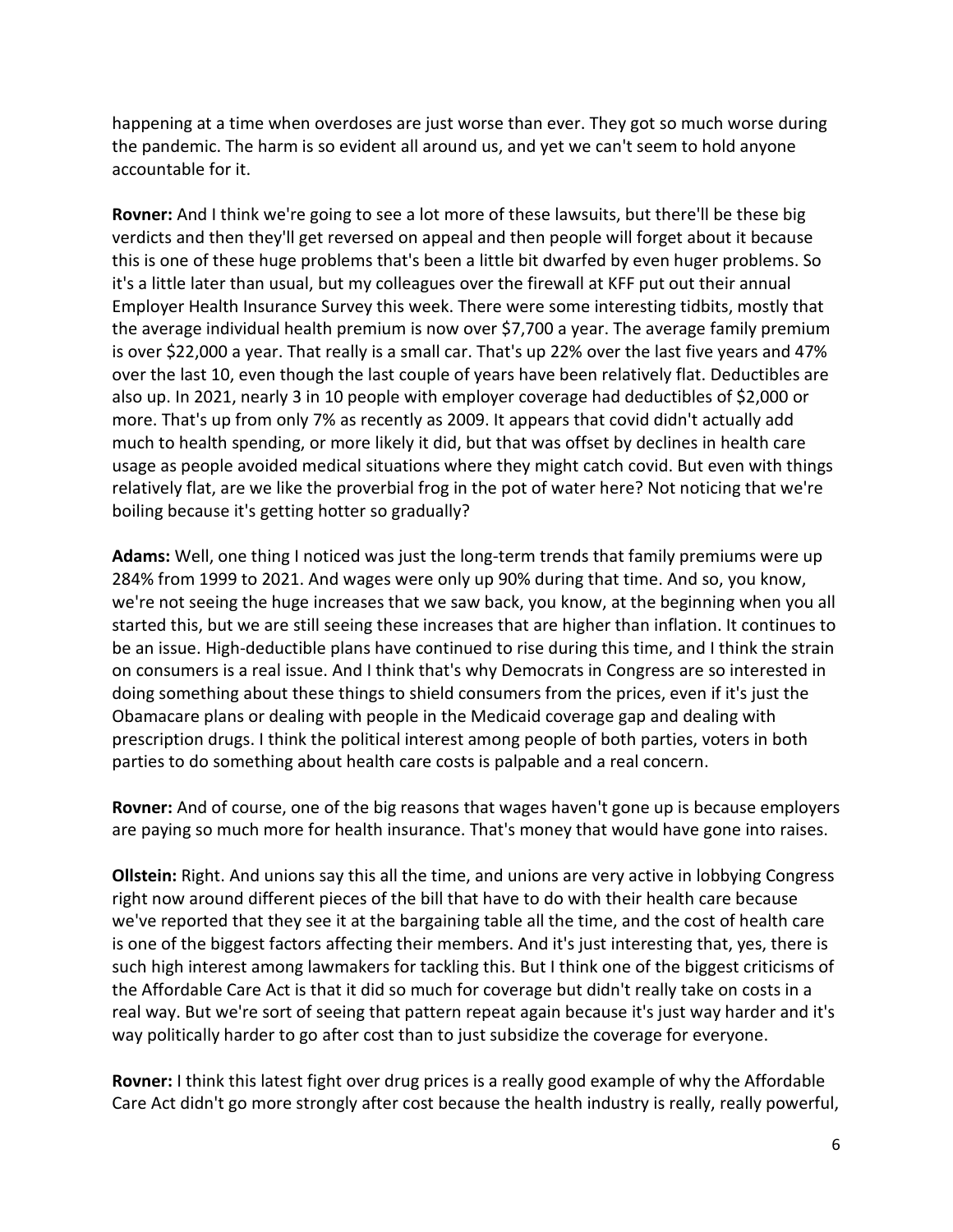happening at a time when overdoses are just worse than ever. They got so much worse during the pandemic. The harm is so evident all around us, and yet we can't seem to hold anyone accountable for it.

**Rovner:** And I think we're going to see a lot more of these lawsuits, but there'll be these big verdicts and then they'll get reversed on appeal and then people will forget about it because this is one of these huge problems that's been a little bit dwarfed by even huger problems. So it's a little later than usual, but my colleagues over the firewall at KFF put out their annual Employer Health Insurance Survey this week. There were some interesting tidbits, mostly that the average individual health premium is now over $7,700 a year. The average family premium is over $22,000 a year. That really is a small car. That's up 22% over the last five years and 47% over the last 10, even though the last couple of years have been relatively flat. Deductibles are also up. In 2021, nearly 3 in 10 people with employer coverage had deductibles of $2,000 or more. That's up from only 7% as recently as 2009. It appears that covid didn't actually add much to health spending, or more likely it did, but that was offset by declines in health care usage as people avoided medical situations where they might catch covid. But even with things relatively flat, are we like the proverbial frog in the pot of water here? Not noticing that we're boiling because it's getting hotter so gradually?

**Adams:** Well, one thing I noticed was just the long-term trends that family premiums were up 284% from 1999 to 2021. And wages were only up 90% during that time. And so, you know, we're not seeing the huge increases that we saw back, you know, at the beginning when you all started this, but we are still seeing these increases that are higher than inflation. It continues to be an issue. High-deductible plans have continued to rise during this time, and I think the strain on consumers is a real issue. And I think that's why Democrats in Congress are so interested in doing something about these things to shield consumers from the prices, even if it's just the Obamacare plans or dealing with people in the Medicaid coverage gap and dealing with prescription drugs. I think the political interest among people of both parties, voters in both parties to do something about health care costs is palpable and a real concern.

**Rovner:** And of course, one of the big reasons that wages haven't gone up is because employers are paying so much more for health insurance. That's money that would have gone into raises.

**Ollstein:** Right. And unions say this all the time, and unions are very active in lobbying Congress right now around different pieces of the bill that have to do with their health care because we've reported that they see it at the bargaining table all the time, and the cost of health care is one of the biggest factors affecting their members. And it's just interesting that, yes, there is such high interest among lawmakers for tackling this. But I think one of the biggest criticisms of the Affordable Care Act is that it did so much for coverage but didn't really take on costs in a real way. But we're sort of seeing that pattern repeat again because it's just way harder and it's way politically harder to go after cost than to just subsidize the coverage for everyone.

**Rovner:** I think this latest fight over drug prices is a really good example of why the Affordable Care Act didn't go more strongly after cost because the health industry is really, really powerful,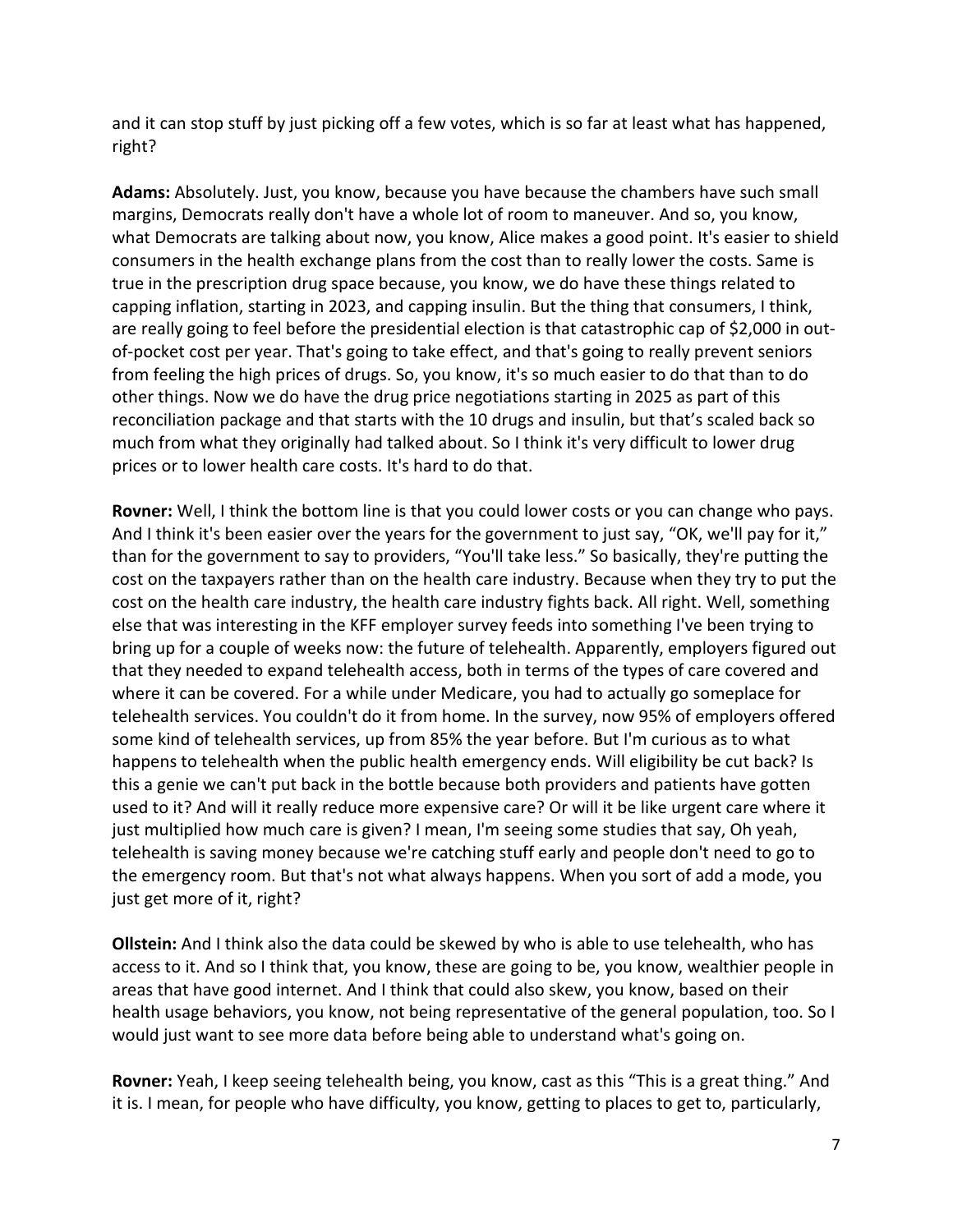and it can stop stuff by just picking off a few votes, which is so far at least what has happened, right?

**Adams:** Absolutely. Just, you know, because you have because the chambers have such small margins, Democrats really don't have a whole lot of room to maneuver. And so, you know, what Democrats are talking about now, you know, Alice makes a good point. It's easier to shield consumers in the health exchange plans from the cost than to really lower the costs. Same is true in the prescription drug space because, you know, we do have these things related to capping inflation, starting in 2023, and capping insulin. But the thing that consumers, I think, are really going to feel before the presidential election is that catastrophic cap of $2,000 in out-of-pocket cost per year. That's going to take effect, and that's going to really prevent seniors from feeling the high prices of drugs. So, you know, it's so much easier to do that than to do other things. Now we do have the drug price negotiations starting in 2025 as part of this reconciliation package and that starts with the 10 drugs and insulin, but that's scaled back so much from what they originally had talked about. So I think it's very difficult to lower drug prices or to lower health care costs. It's hard to do that.

**Rovner:** Well, I think the bottom line is that you could lower costs or you can change who pays. And I think it's been easier over the years for the government to just say, "OK, we'll pay for it," than for the government to say to providers, "You'll take less." So basically, they're putting the cost on the taxpayers rather than on the health care industry. Because when they try to put the cost on the health care industry, the health care industry fights back. All right. Well, something else that was interesting in the KFF employer survey feeds into something I've been trying to bring up for a couple of weeks now: the future of telehealth. Apparently, employers figured out that they needed to expand telehealth access, both in terms of the types of care covered and where it can be covered. For a while under Medicare, you had to actually go someplace for telehealth services. You couldn't do it from home. In the survey, now 95% of employers offered some kind of telehealth services, up from 85% the year before. But I'm curious as to what happens to telehealth when the public health emergency ends. Will eligibility be cut back? Is this a genie we can't put back in the bottle because both providers and patients have gotten used to it? And will it really reduce more expensive care? Or will it be like urgent care where it just multiplied how much care is given? I mean, I'm seeing some studies that say, Oh yeah, telehealth is saving money because we're catching stuff early and people don't need to go to the emergency room. But that's not what always happens. When you sort of add a mode, you just get more of it, right?

**Ollstein:** And I think also the data could be skewed by who is able to use telehealth, who has access to it. And so I think that, you know, these are going to be, you know, wealthier people in areas that have good internet. And I think that could also skew, you know, based on their health usage behaviors, you know, not being representative of the general population, too. So I would just want to see more data before being able to understand what's going on.

**Rovner:** Yeah, I keep seeing telehealth being, you know, cast as this "This is a great thing." And it is. I mean, for people who have difficulty, you know, getting to places to get to, particularly,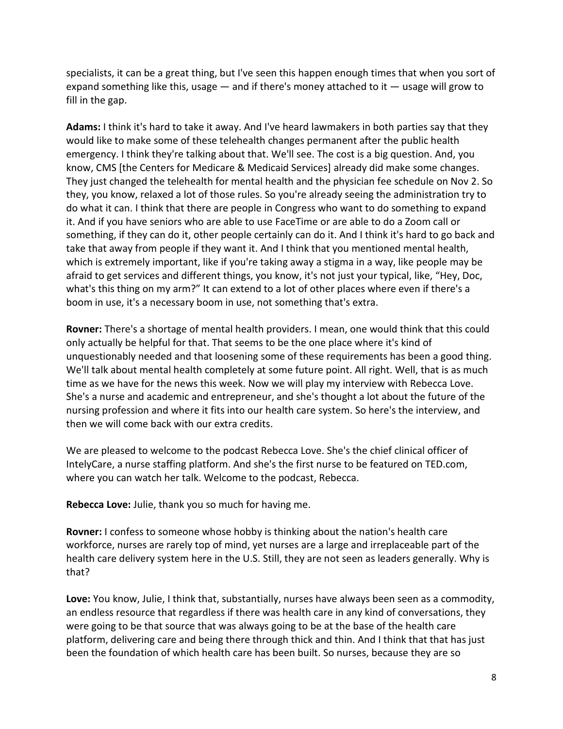specialists, it can be a great thing, but I've seen this happen enough times that when you sort of expand something like this, usage — and if there's money attached to it — usage will grow to fill in the gap.

**Adams:** I think it's hard to take it away. And I've heard lawmakers in both parties say that they would like to make some of these telehealth changes permanent after the public health emergency. I think they're talking about that. We'll see. The cost is a big question. And, you know, CMS [the Centers for Medicare & Medicaid Services] already did make some changes. They just changed the telehealth for mental health and the physician fee schedule on Nov 2. So they, you know, relaxed a lot of those rules. So you're already seeing the administration try to do what it can. I think that there are people in Congress who want to do something to expand it. And if you have seniors who are able to use FaceTime or are able to do a Zoom call or something, if they can do it, other people certainly can do it. And I think it's hard to go back and take that away from people if they want it. And I think that you mentioned mental health, which is extremely important, like if you're taking away a stigma in a way, like people may be afraid to get services and different things, you know, it's not just your typical, like, "Hey, Doc, what's this thing on my arm?" It can extend to a lot of other places where even if there's a boom in use, it's a necessary boom in use, not something that's extra.

**Rovner:** There's a shortage of mental health providers. I mean, one would think that this could only actually be helpful for that. That seems to be the one place where it's kind of unquestionably needed and that loosening some of these requirements has been a good thing. We'll talk about mental health completely at some future point. All right. Well, that is as much time as we have for the news this week. Now we will play my interview with Rebecca Love. She's a nurse and academic and entrepreneur, and she's thought a lot about the future of the nursing profession and where it fits into our health care system. So here's the interview, and then we will come back with our extra credits.

We are pleased to welcome to the podcast Rebecca Love. She's the chief clinical officer of IntelyCare, a nurse staffing platform. And she's the first nurse to be featured on TED.com, where you can watch her talk. Welcome to the podcast, Rebecca.

**Rebecca Love:** Julie, thank you so much for having me.

**Rovner:** I confess to someone whose hobby is thinking about the nation's health care workforce, nurses are rarely top of mind, yet nurses are a large and irreplaceable part of the health care delivery system here in the U.S. Still, they are not seen as leaders generally. Why is that?

**Love:** You know, Julie, I think that, substantially, nurses have always been seen as a commodity, an endless resource that regardless if there was health care in any kind of conversations, they were going to be that source that was always going to be at the base of the health care platform, delivering care and being there through thick and thin. And I think that that has just been the foundation of which health care has been built. So nurses, because they are so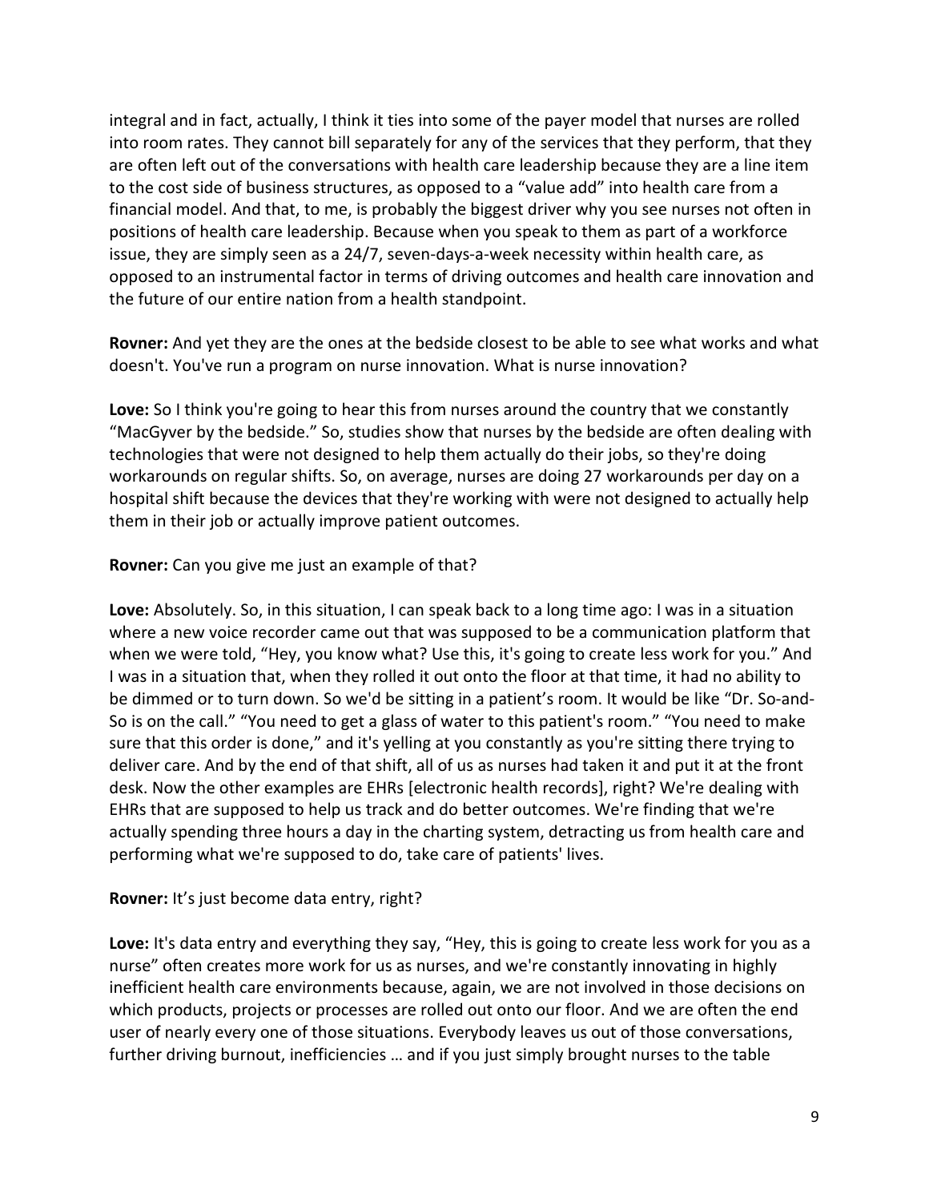integral and in fact, actually, I think it ties into some of the payer model that nurses are rolled into room rates. They cannot bill separately for any of the services that they perform, that they are often left out of the conversations with health care leadership because they are a line item to the cost side of business structures, as opposed to a “value add” into health care from a financial model. And that, to me, is probably the biggest driver why you see nurses not often in positions of health care leadership. Because when you speak to them as part of a workforce issue, they are simply seen as a 24/7, seven-days-a-week necessity within health care, as opposed to an instrumental factor in terms of driving outcomes and health care innovation and the future of our entire nation from a health standpoint.

**Rovner:** And yet they are the ones at the bedside closest to be able to see what works and what doesn't. You've run a program on nurse innovation. What is nurse innovation?

**Love:** So I think you're going to hear this from nurses around the country that we constantly “MacGyver by the bedside.” So, studies show that nurses by the bedside are often dealing with technologies that were not designed to help them actually do their jobs, so they're doing workarounds on regular shifts. So, on average, nurses are doing 27 workarounds per day on a hospital shift because the devices that they're working with were not designed to actually help them in their job or actually improve patient outcomes.

**Rovner:** Can you give me just an example of that?

**Love:** Absolutely. So, in this situation, I can speak back to a long time ago: I was in a situation where a new voice recorder came out that was supposed to be a communication platform that when we were told, “Hey, you know what? Use this, it's going to create less work for you.” And I was in a situation that, when they rolled it out onto the floor at that time, it had no ability to be dimmed or to turn down. So we'd be sitting in a patient’s room. It would be like “Dr. So-and-So is on the call.” “You need to get a glass of water to this patient's room.” “You need to make sure that this order is done,” and it's yelling at you constantly as you're sitting there trying to deliver care. And by the end of that shift, all of us as nurses had taken it and put it at the front desk. Now the other examples are EHRs [electronic health records], right? We're dealing with EHRs that are supposed to help us track and do better outcomes. We're finding that we're actually spending three hours a day in the charting system, detracting us from health care and performing what we're supposed to do, take care of patients' lives.

**Rovner:** It’s just become data entry, right?

**Love:** It's data entry and everything they say, “Hey, this is going to create less work for you as a nurse” often creates more work for us as nurses, and we're constantly innovating in highly inefficient health care environments because, again, we are not involved in those decisions on which products, projects or processes are rolled out onto our floor. And we are often the end user of nearly every one of those situations. Everybody leaves us out of those conversations, further driving burnout, inefficiencies … and if you just simply brought nurses to the table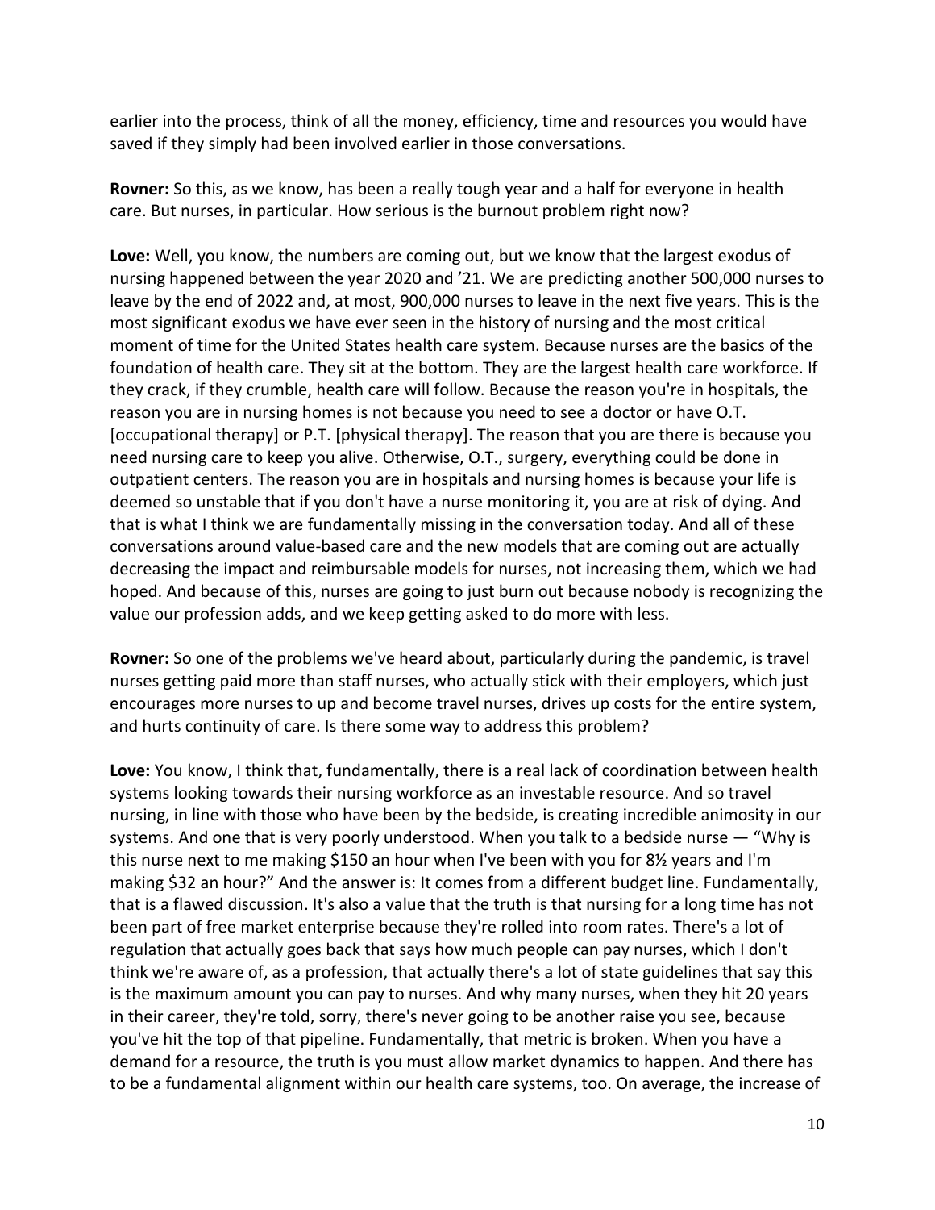earlier into the process, think of all the money, efficiency, time and resources you would have saved if they simply had been involved earlier in those conversations.

**Rovner:** So this, as we know, has been a really tough year and a half for everyone in health care. But nurses, in particular. How serious is the burnout problem right now?

**Love:** Well, you know, the numbers are coming out, but we know that the largest exodus of nursing happened between the year 2020 and '21. We are predicting another 500,000 nurses to leave by the end of 2022 and, at most, 900,000 nurses to leave in the next five years. This is the most significant exodus we have ever seen in the history of nursing and the most critical moment of time for the United States health care system. Because nurses are the basics of the foundation of health care. They sit at the bottom. They are the largest health care workforce. If they crack, if they crumble, health care will follow. Because the reason you're in hospitals, the reason you are in nursing homes is not because you need to see a doctor or have O.T. [occupational therapy] or P.T. [physical therapy]. The reason that you are there is because you need nursing care to keep you alive. Otherwise, O.T., surgery, everything could be done in outpatient centers. The reason you are in hospitals and nursing homes is because your life is deemed so unstable that if you don't have a nurse monitoring it, you are at risk of dying. And that is what I think we are fundamentally missing in the conversation today. And all of these conversations around value-based care and the new models that are coming out are actually decreasing the impact and reimbursable models for nurses, not increasing them, which we had hoped. And because of this, nurses are going to just burn out because nobody is recognizing the value our profession adds, and we keep getting asked to do more with less.

**Rovner:** So one of the problems we've heard about, particularly during the pandemic, is travel nurses getting paid more than staff nurses, who actually stick with their employers, which just encourages more nurses to up and become travel nurses, drives up costs for the entire system, and hurts continuity of care. Is there some way to address this problem?

**Love:** You know, I think that, fundamentally, there is a real lack of coordination between health systems looking towards their nursing workforce as an investable resource. And so travel nursing, in line with those who have been by the bedside, is creating incredible animosity in our systems. And one that is very poorly understood. When you talk to a bedside nurse — "Why is this nurse next to me making $150 an hour when I've been with you for 8½ years and I'm making $32 an hour?" And the answer is: It comes from a different budget line. Fundamentally, that is a flawed discussion. It's also a value that the truth is that nursing for a long time has not been part of free market enterprise because they're rolled into room rates. There's a lot of regulation that actually goes back that says how much people can pay nurses, which I don't think we're aware of, as a profession, that actually there's a lot of state guidelines that say this is the maximum amount you can pay to nurses. And why many nurses, when they hit 20 years in their career, they're told, sorry, there's never going to be another raise you see, because you've hit the top of that pipeline. Fundamentally, that metric is broken. When you have a demand for a resource, the truth is you must allow market dynamics to happen. And there has to be a fundamental alignment within our health care systems, too. On average, the increase of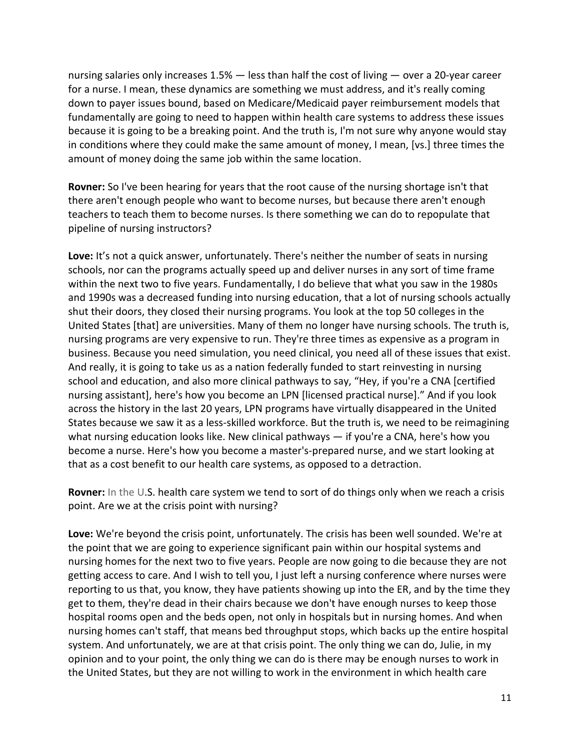nursing salaries only increases 1.5% — less than half the cost of living — over a 20-year career for a nurse. I mean, these dynamics are something we must address, and it's really coming down to payer issues bound, based on Medicare/Medicaid payer reimbursement models that fundamentally are going to need to happen within health care systems to address these issues because it is going to be a breaking point. And the truth is, I'm not sure why anyone would stay in conditions where they could make the same amount of money, I mean, [vs.] three times the amount of money doing the same job within the same location.

**Rovner:** So I've been hearing for years that the root cause of the nursing shortage isn't that there aren't enough people who want to become nurses, but because there aren't enough teachers to teach them to become nurses. Is there something we can do to repopulate that pipeline of nursing instructors?

**Love:** It's not a quick answer, unfortunately. There's neither the number of seats in nursing schools, nor can the programs actually speed up and deliver nurses in any sort of time frame within the next two to five years. Fundamentally, I do believe that what you saw in the 1980s and 1990s was a decreased funding into nursing education, that a lot of nursing schools actually shut their doors, they closed their nursing programs. You look at the top 50 colleges in the United States [that] are universities. Many of them no longer have nursing schools. The truth is, nursing programs are very expensive to run. They're three times as expensive as a program in business. Because you need simulation, you need clinical, you need all of these issues that exist. And really, it is going to take us as a nation federally funded to start reinvesting in nursing school and education, and also more clinical pathways to say, "Hey, if you're a CNA [certified nursing assistant], here's how you become an LPN [licensed practical nurse]." And if you look across the history in the last 20 years, LPN programs have virtually disappeared in the United States because we saw it as a less-skilled workforce. But the truth is, we need to be reimagining what nursing education looks like. New clinical pathways — if you're a CNA, here's how you become a nurse. Here's how you become a master's-prepared nurse, and we start looking at that as a cost benefit to our health care systems, as opposed to a detraction.

**Rovner:** In the U.S. health care system we tend to sort of do things only when we reach a crisis point. Are we at the crisis point with nursing?

**Love:** We're beyond the crisis point, unfortunately. The crisis has been well sounded. We're at the point that we are going to experience significant pain within our hospital systems and nursing homes for the next two to five years. People are now going to die because they are not getting access to care. And I wish to tell you, I just left a nursing conference where nurses were reporting to us that, you know, they have patients showing up into the ER, and by the time they get to them, they're dead in their chairs because we don't have enough nurses to keep those hospital rooms open and the beds open, not only in hospitals but in nursing homes. And when nursing homes can't staff, that means bed throughput stops, which backs up the entire hospital system. And unfortunately, we are at that crisis point. The only thing we can do, Julie, in my opinion and to your point, the only thing we can do is there may be enough nurses to work in the United States, but they are not willing to work in the environment in which health care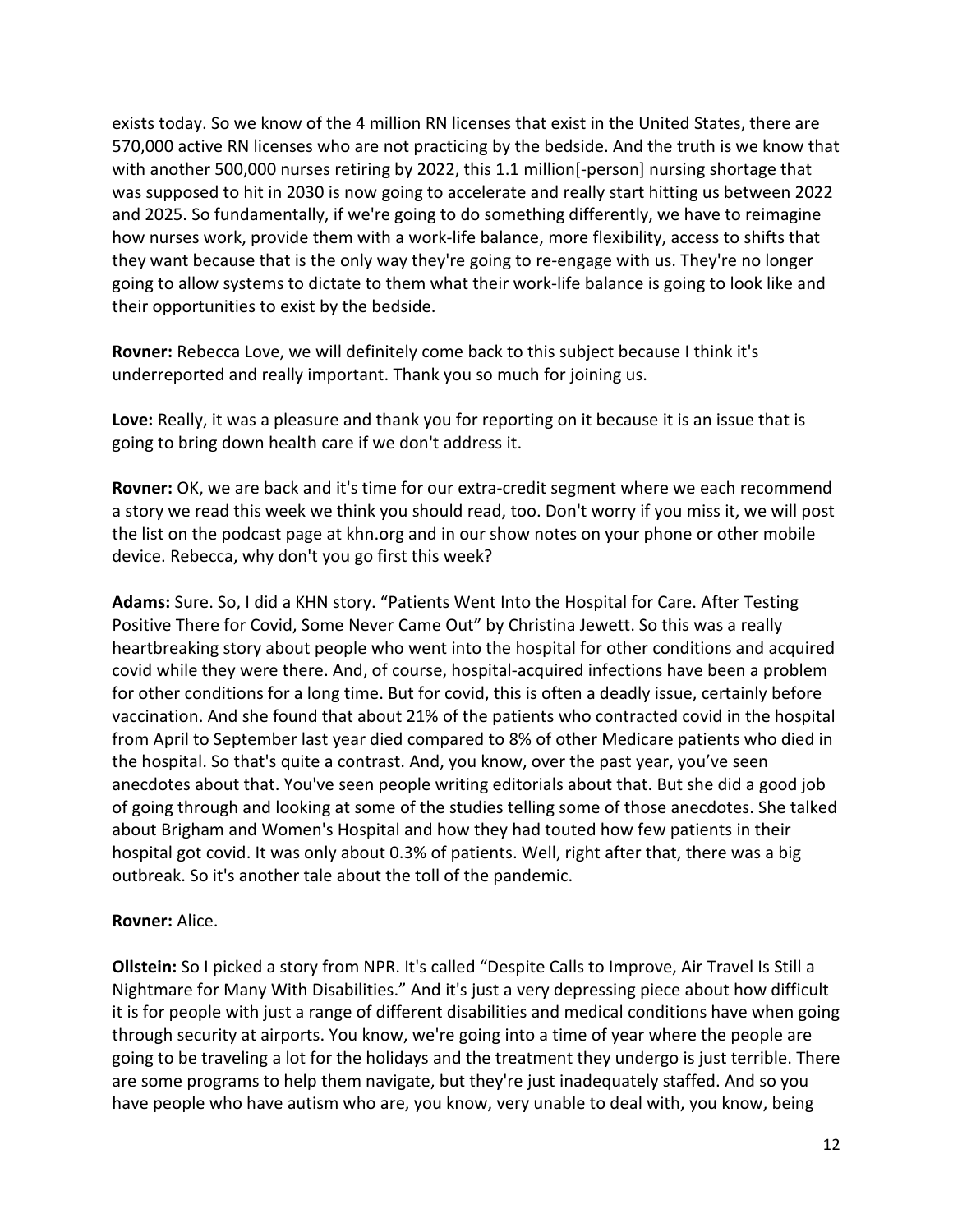exists today. So we know of the 4 million RN licenses that exist in the United States, there are 570,000 active RN licenses who are not practicing by the bedside. And the truth is we know that with another 500,000 nurses retiring by 2022, this 1.1 million[-person] nursing shortage that was supposed to hit in 2030 is now going to accelerate and really start hitting us between 2022 and 2025. So fundamentally, if we're going to do something differently, we have to reimagine how nurses work, provide them with a work-life balance, more flexibility, access to shifts that they want because that is the only way they're going to re-engage with us. They're no longer going to allow systems to dictate to them what their work-life balance is going to look like and their opportunities to exist by the bedside.

**Rovner:** Rebecca Love, we will definitely come back to this subject because I think it's underreported and really important. Thank you so much for joining us.

**Love:** Really, it was a pleasure and thank you for reporting on it because it is an issue that is going to bring down health care if we don't address it.

**Rovner:** OK, we are back and it's time for our extra-credit segment where we each recommend a story we read this week we think you should read, too. Don't worry if you miss it, we will post the list on the podcast page at khn.org and in our show notes on your phone or other mobile device. Rebecca, why don't you go first this week?

**Adams:** Sure. So, I did a KHN story. "Patients Went Into the Hospital for Care. After Testing Positive There for Covid, Some Never Came Out" by Christina Jewett. So this was a really heartbreaking story about people who went into the hospital for other conditions and acquired covid while they were there. And, of course, hospital-acquired infections have been a problem for other conditions for a long time. But for covid, this is often a deadly issue, certainly before vaccination. And she found that about 21% of the patients who contracted covid in the hospital from April to September last year died compared to 8% of other Medicare patients who died in the hospital. So that's quite a contrast. And, you know, over the past year, you've seen anecdotes about that. You've seen people writing editorials about that. But she did a good job of going through and looking at some of the studies telling some of those anecdotes. She talked about Brigham and Women's Hospital and how they had touted how few patients in their hospital got covid. It was only about 0.3% of patients. Well, right after that, there was a big outbreak. So it's another tale about the toll of the pandemic.

**Rovner:** Alice.

**Ollstein:** So I picked a story from NPR. It's called "Despite Calls to Improve, Air Travel Is Still a Nightmare for Many With Disabilities." And it's just a very depressing piece about how difficult it is for people with just a range of different disabilities and medical conditions have when going through security at airports. You know, we're going into a time of year where the people are going to be traveling a lot for the holidays and the treatment they undergo is just terrible. There are some programs to help them navigate, but they're just inadequately staffed. And so you have people who have autism who are, you know, very unable to deal with, you know, being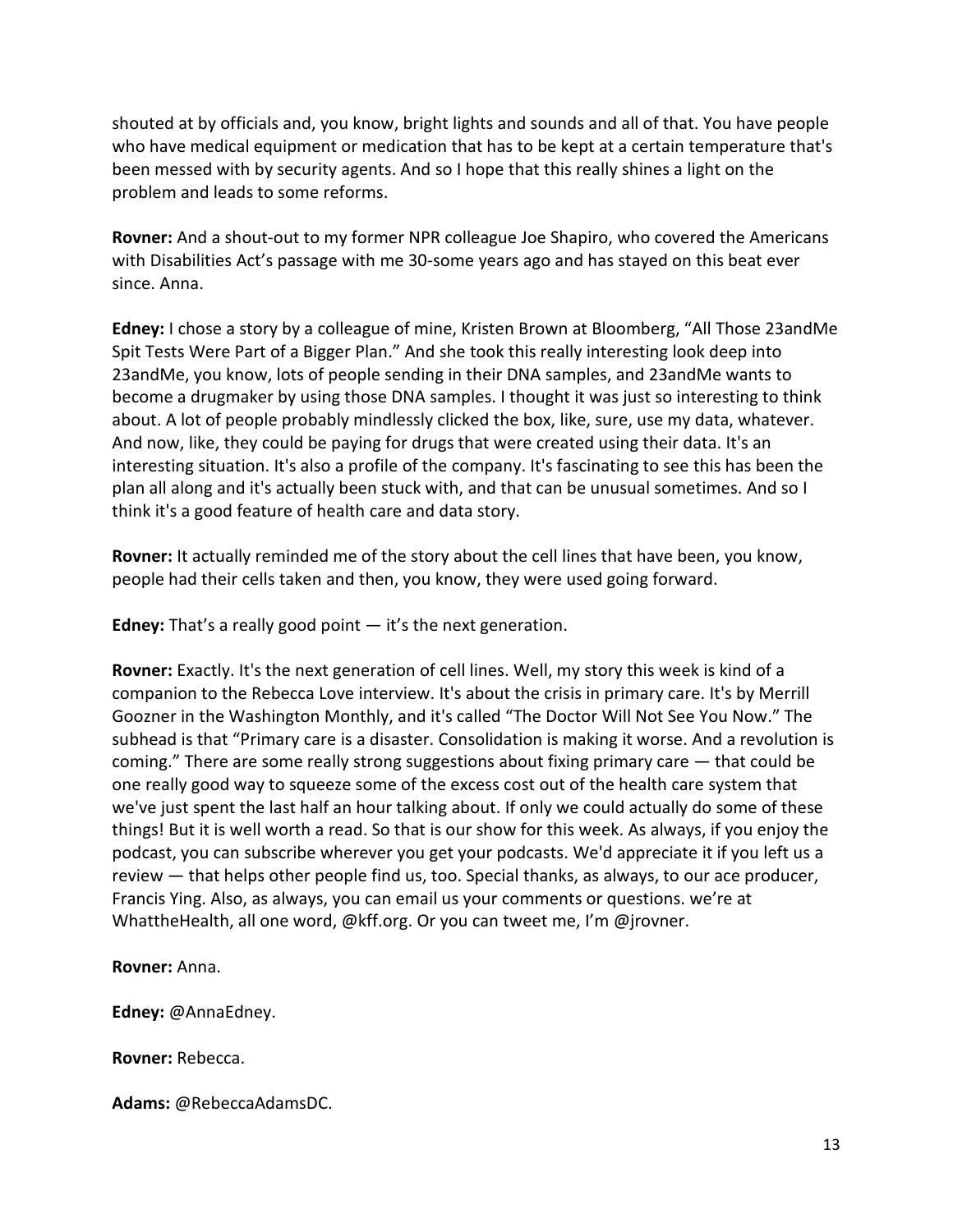shouted at by officials and, you know, bright lights and sounds and all of that. You have people who have medical equipment or medication that has to be kept at a certain temperature that's been messed with by security agents. And so I hope that this really shines a light on the problem and leads to some reforms.

**Rovner:** And a shout-out to my former NPR colleague Joe Shapiro, who covered the Americans with Disabilities Act's passage with me 30-some years ago and has stayed on this beat ever since. Anna.

**Edney:** I chose a story by a colleague of mine, Kristen Brown at Bloomberg, "All Those 23andMe Spit Tests Were Part of a Bigger Plan." And she took this really interesting look deep into 23andMe, you know, lots of people sending in their DNA samples, and 23andMe wants to become a drugmaker by using those DNA samples. I thought it was just so interesting to think about. A lot of people probably mindlessly clicked the box, like, sure, use my data, whatever. And now, like, they could be paying for drugs that were created using their data. It's an interesting situation. It's also a profile of the company. It's fascinating to see this has been the plan all along and it's actually been stuck with, and that can be unusual sometimes. And so I think it's a good feature of health care and data story.

**Rovner:** It actually reminded me of the story about the cell lines that have been, you know, people had their cells taken and then, you know, they were used going forward.

**Edney:** That's a really good point — it's the next generation.

**Rovner:** Exactly. It's the next generation of cell lines. Well, my story this week is kind of a companion to the Rebecca Love interview. It's about the crisis in primary care. It's by Merrill Goozner in the Washington Monthly, and it's called "The Doctor Will Not See You Now." The subhead is that "Primary care is a disaster. Consolidation is making it worse. And a revolution is coming." There are some really strong suggestions about fixing primary care — that could be one really good way to squeeze some of the excess cost out of the health care system that we've just spent the last half an hour talking about. If only we could actually do some of these things! But it is well worth a read. So that is our show for this week. As always, if you enjoy the podcast, you can subscribe wherever you get your podcasts. We'd appreciate it if you left us a review — that helps other people find us, too. Special thanks, as always, to our ace producer, Francis Ying. Also, as always, you can email us your comments or questions. we're at WhattheHealth, all one word, @kff.org. Or you can tweet me, I'm @jrovner.

**Rovner:** Anna.

**Edney:** @AnnaEdney.

**Rovner:** Rebecca.

**Adams:** @RebeccaAdamsDC.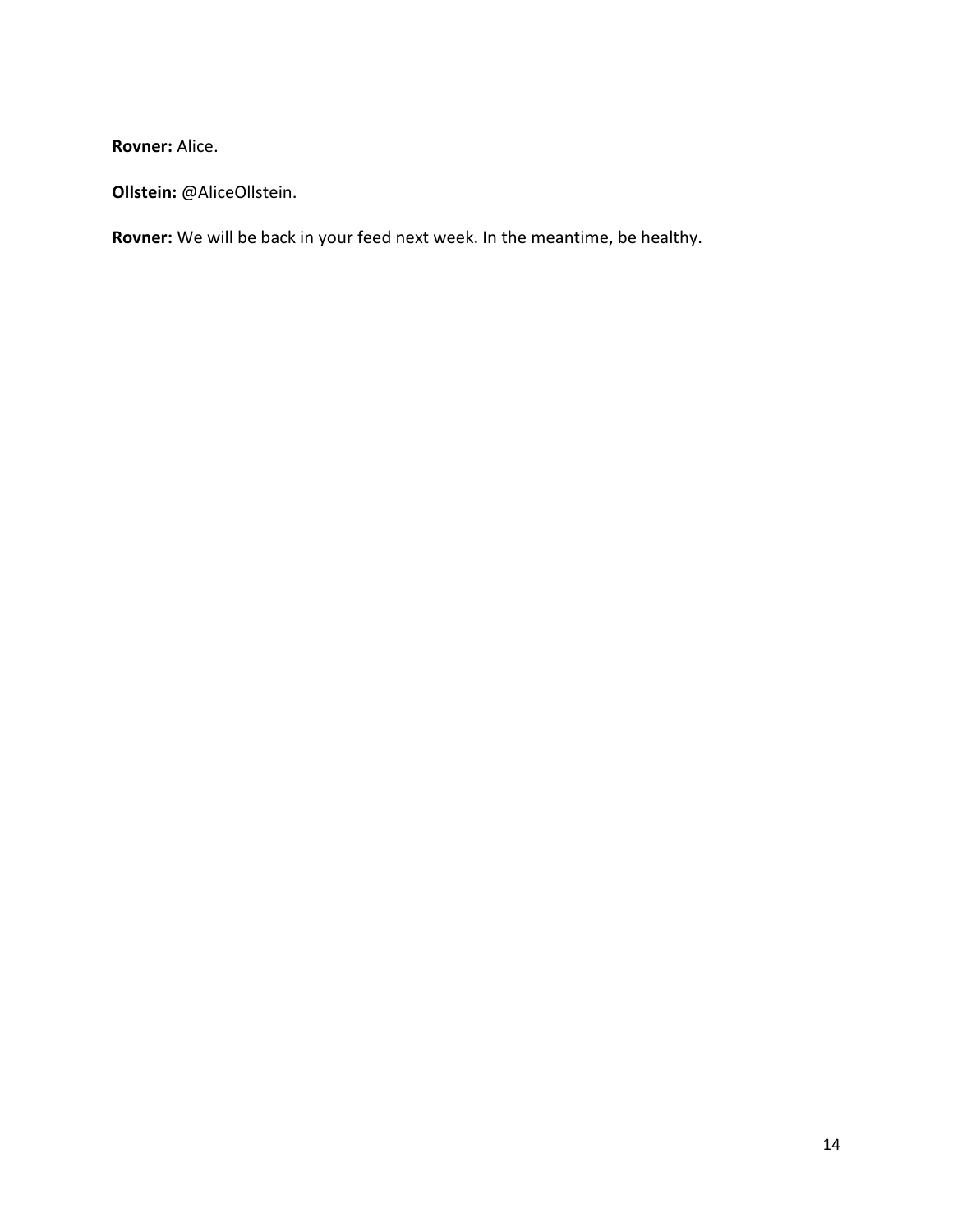**Rovner:** Alice.

**Ollstein:** @AliceOllstein.

**Rovner:** We will be back in your feed next week. In the meantime, be healthy.